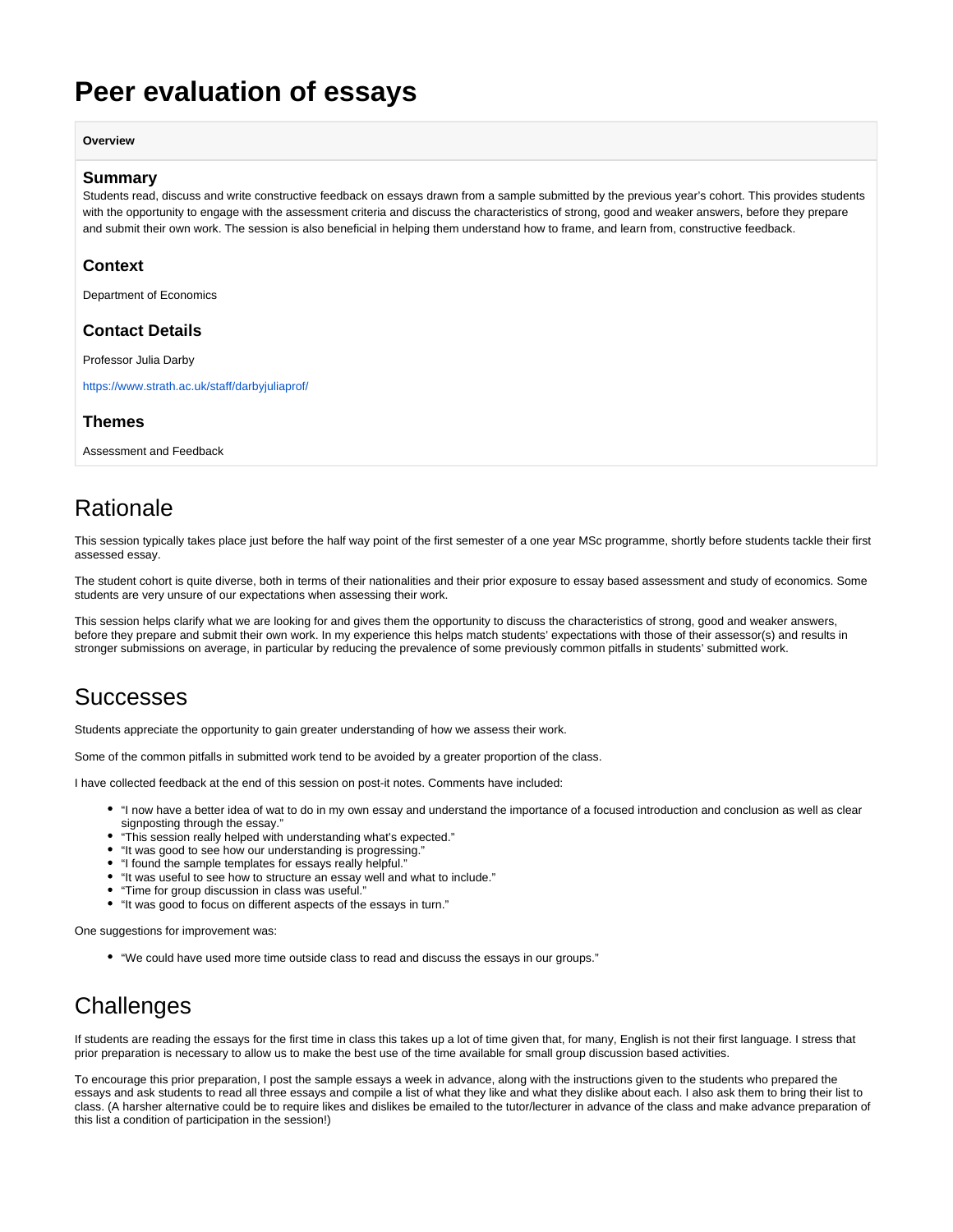# Peer evaluation of essays

**Overview**

### Summary

Students read, discuss and write constructive feedback on essays drawn from a sample submitted by the previous year's cohort. This provides students with the opportunity to engage with the assessment criteria and discuss the characteristics of strong, good and weaker answers, before they prepare and submit their own work. The session is also beneficial in helping them understand how to frame, and learn from, constructive feedback.

### Context

Department of Economics

### Contact Details

Professor Julia Darby

https://www.strath.ac.uk/staff/darbyjuliaprof/

### Themes

Assessment and Feedback

## Rationale

This session typically takes place just before the half way point of the first semester of a one year MSc programme, shortly before students tackle their first assessed essay.

The student cohort is quite diverse, both in terms of their nationalities and their prior exposure to essay based assessment and study of economics. Some students are very unsure of our expectations when assessing their work.

This session helps clarify what we are looking for and gives them the opportunity to discuss the characteristics of strong, good and weaker answers, before they prepare and submit their own work. In my experience this helps match students' expectations with those of their assessor(s) and results in stronger submissions on average, in particular by reducing the prevalence of some previously common pitfalls in students' submitted work.

## Successes

Students appreciate the opportunity to gain greater understanding of how we assess their work.

Some of the common pitfalls in submitted work tend to be avoided by a greater proportion of the class.

I have collected feedback at the end of this session on post-it notes. Comments have included:

- "I now have a better idea of wat to do in my own essay and understand the importance of a focused introduction and conclusion as well as clear signposting through the essay."
- "This session really helped with understanding what's expected."
- "It was good to see how our understanding is progressing."
- "I found the sample templates for essays really helpful."
- "It was useful to see how to structure an essay well and what to include."
- "Time for group discussion in class was useful."
- "It was good to focus on different aspects of the essays in turn."

One suggestions for improvement was:

- "We could have used more time outside class to read and discuss the essays in our groups."

## Challenges

If students are reading the essays for the first time in class this takes up a lot of time given that, for many, English is not their first language. I stress that prior preparation is necessary to allow us to make the best use of the time available for small group discussion based activities.

To encourage this prior preparation, I post the sample essays a week in advance, along with the instructions given to the students who prepared the essays and ask students to read all three essays and compile a list of what they like and what they dislike about each. I also ask them to bring their list to class. (A harsher alternative could be to require likes and dislikes be emailed to the tutor/lecturer in advance of the class and make advance preparation of this list a condition of participation in the session!)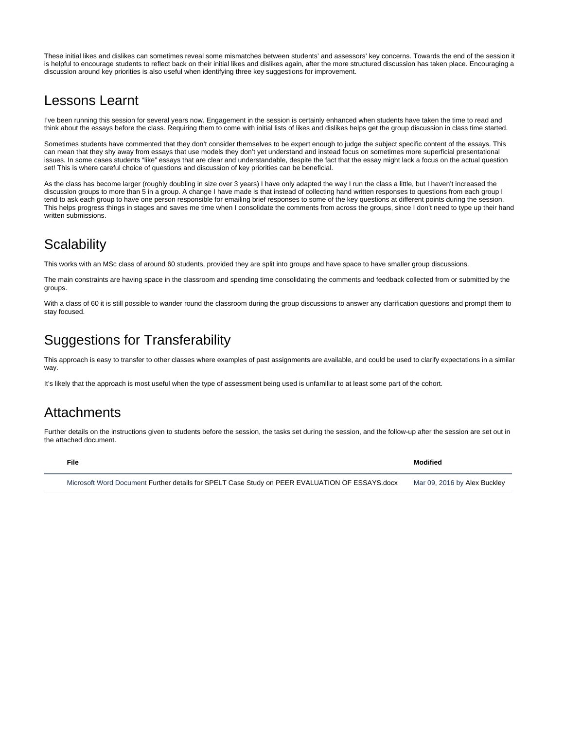These initial likes and dislikes can sometimes reveal some mismatches between students' and assessors' key concerns. Towards the end of the session it is helpful to encourage students to reflect back on their initial likes and dislikes again, after the more structured discussion has taken place. Encouraging a discussion around key priorities is also useful when identifying three key suggestions for improvement.

## Lessons Learnt

I've been running this session for several years now. Engagement in the session is certainly enhanced when students have taken the time to read and think about the essays before the class. Requiring them to come with initial lists of likes and dislikes helps get the group discussion in class time started.

Sometimes students have commented that they don't consider themselves to be expert enough to judge the subject specific content of the essays. This can mean that they shy away from essays that use models they don't yet understand and instead focus on sometimes more superficial presentational issues. In some cases students "like" essays that are clear and understandable, despite the fact that the essay might lack a focus on the actual question set! This is where careful choice of questions and discussion of key priorities can be beneficial.

As the class has become larger (roughly doubling in size over 3 years) I have only adapted the way I run the class a little, but I haven't increased the discussion groups to more than 5 in a group. A change I have made is that instead of collecting hand written responses to questions from each group I tend to ask each group to have one person responsible for emailing brief responses to some of the key questions at different points during the session. This helps progress things in stages and saves me time when I consolidate the comments from across the groups, since I don't need to type up their hand written submissions.

## Scalability

This works with an MSc class of around 60 students, provided they are split into groups and have space to have smaller group discussions.

The main constraints are having space in the classroom and spending time consolidating the comments and feedback collected from or submitted by the groups.

With a class of 60 it is still possible to wander round the classroom during the group discussions to answer any clarification questions and prompt them to stay focused.

## Suggestions for Transferability

This approach is easy to transfer to other classes where examples of past assignments are available, and could be used to clarify expectations in a similar way.

It's likely that the approach is most useful when the type of assessment being used is unfamiliar to at least some part of the cohort.

## Attachments

Further details on the instructions given to students before the session, the tasks set during the session, and the follow-up after the session are set out in the attached document.

| File | Modified |
|---|---|
| Microsoft Word Document Further details for SPELT Case Study on PEER EVALUATION OF ESSAYS.docx | Mar 09, 2016 by Alex Buckley |